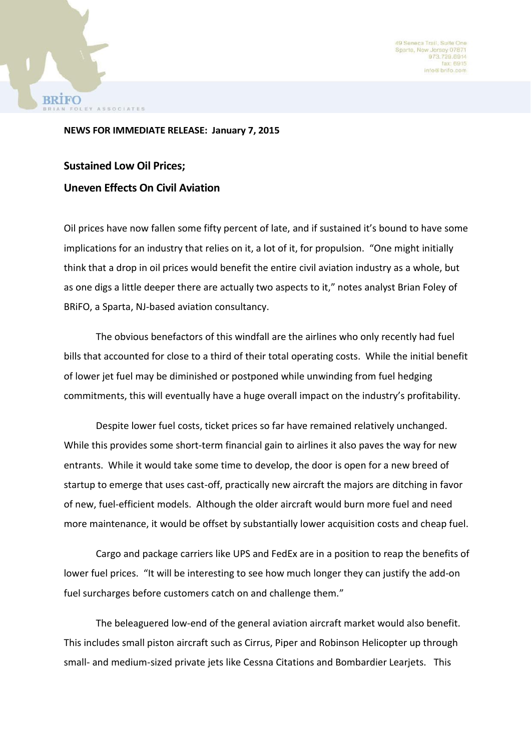BRiFO
BRIAN FOLEY ASSOCIATES

49 Seneca Trail, Suite One
Sparta, New Jersey 07871
973.729.8914
fax: 6915
info@brifo.com

**NEWS FOR IMMEDIATE RELEASE: January 7, 2015**

## Sustained Low Oil Prices;
## Uneven Effects On Civil Aviation

Oil prices have now fallen some fifty percent of late, and if sustained it's bound to have some implications for an industry that relies on it, a lot of it, for propulsion. "One might initially think that a drop in oil prices would benefit the entire civil aviation industry as a whole, but as one digs a little deeper there are actually two aspects to it," notes analyst Brian Foley of BRiFO, a Sparta, NJ-based aviation consultancy.

The obvious benefactors of this windfall are the airlines who only recently had fuel bills that accounted for close to a third of their total operating costs. While the initial benefit of lower jet fuel may be diminished or postponed while unwinding from fuel hedging commitments, this will eventually have a huge overall impact on the industry's profitability.

Despite lower fuel costs, ticket prices so far have remained relatively unchanged. While this provides some short-term financial gain to airlines it also paves the way for new entrants. While it would take some time to develop, the door is open for a new breed of startup to emerge that uses cast-off, practically new aircraft the majors are ditching in favor of new, fuel-efficient models. Although the older aircraft would burn more fuel and need more maintenance, it would be offset by substantially lower acquisition costs and cheap fuel.

Cargo and package carriers like UPS and FedEx are in a position to reap the benefits of lower fuel prices. "It will be interesting to see how much longer they can justify the add-on fuel surcharges before customers catch on and challenge them."

The beleaguered low-end of the general aviation aircraft market would also benefit. This includes small piston aircraft such as Cirrus, Piper and Robinson Helicopter up through small- and medium-sized private jets like Cessna Citations and Bombardier Learjets. This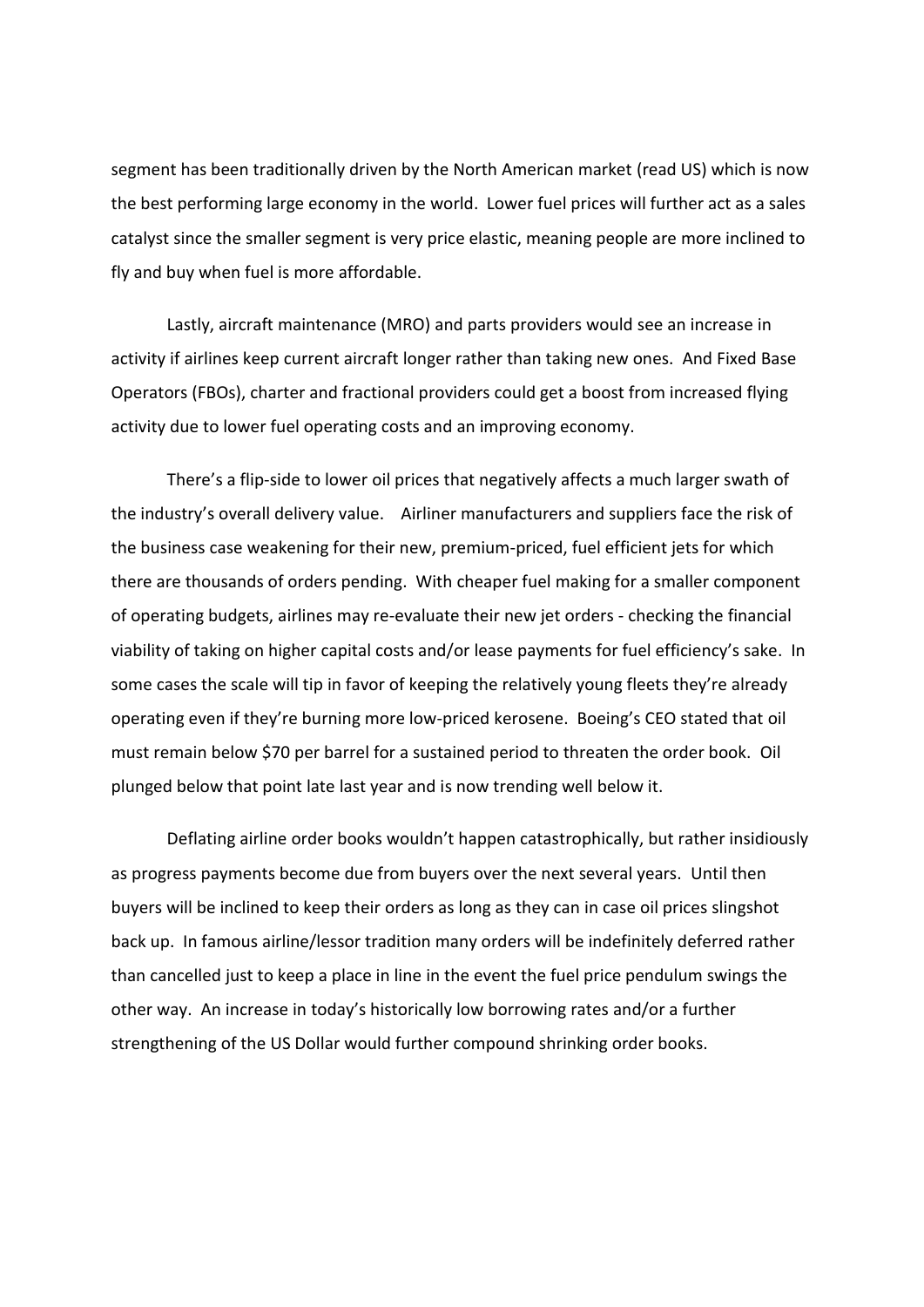segment has been traditionally driven by the North American market (read US) which is now the best performing large economy in the world. Lower fuel prices will further act as a sales catalyst since the smaller segment is very price elastic, meaning people are more inclined to fly and buy when fuel is more affordable.

Lastly, aircraft maintenance (MRO) and parts providers would see an increase in activity if airlines keep current aircraft longer rather than taking new ones. And Fixed Base Operators (FBOs), charter and fractional providers could get a boost from increased flying activity due to lower fuel operating costs and an improving economy.

There's a flip-side to lower oil prices that negatively affects a much larger swath of the industry's overall delivery value. Airliner manufacturers and suppliers face the risk of the business case weakening for their new, premium-priced, fuel efficient jets for which there are thousands of orders pending. With cheaper fuel making for a smaller component of operating budgets, airlines may re-evaluate their new jet orders - checking the financial viability of taking on higher capital costs and/or lease payments for fuel efficiency's sake. In some cases the scale will tip in favor of keeping the relatively young fleets they're already operating even if they're burning more low-priced kerosene. Boeing's CEO stated that oil must remain below $70 per barrel for a sustained period to threaten the order book. Oil plunged below that point late last year and is now trending well below it.

Deflating airline order books wouldn't happen catastrophically, but rather insidiously as progress payments become due from buyers over the next several years. Until then buyers will be inclined to keep their orders as long as they can in case oil prices slingshot back up. In famous airline/lessor tradition many orders will be indefinitely deferred rather than cancelled just to keep a place in line in the event the fuel price pendulum swings the other way. An increase in today's historically low borrowing rates and/or a further strengthening of the US Dollar would further compound shrinking order books.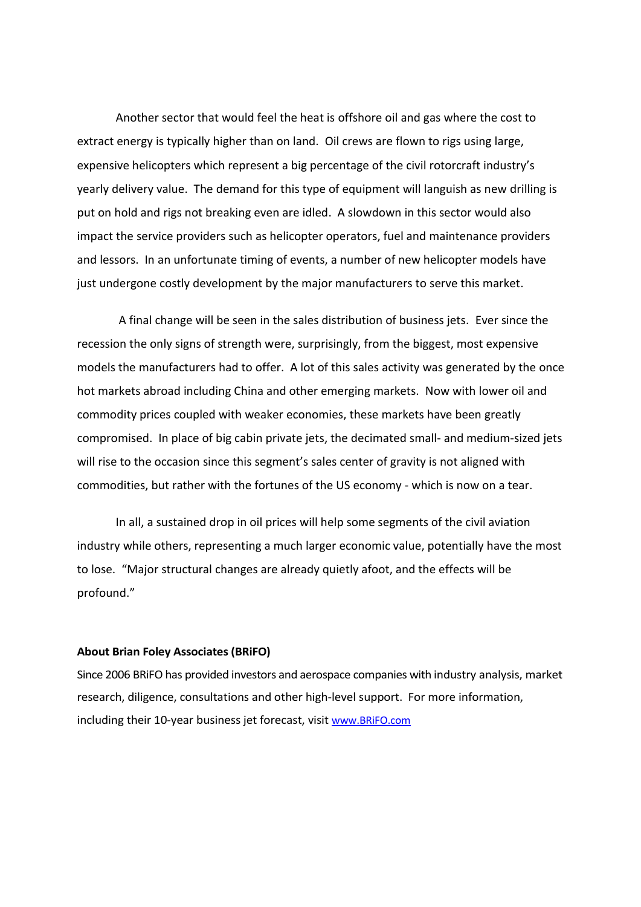Another sector that would feel the heat is offshore oil and gas where the cost to extract energy is typically higher than on land. Oil crews are flown to rigs using large, expensive helicopters which represent a big percentage of the civil rotorcraft industry's yearly delivery value. The demand for this type of equipment will languish as new drilling is put on hold and rigs not breaking even are idled. A slowdown in this sector would also impact the service providers such as helicopter operators, fuel and maintenance providers and lessors. In an unfortunate timing of events, a number of new helicopter models have just undergone costly development by the major manufacturers to serve this market.

A final change will be seen in the sales distribution of business jets. Ever since the recession the only signs of strength were, surprisingly, from the biggest, most expensive models the manufacturers had to offer. A lot of this sales activity was generated by the once hot markets abroad including China and other emerging markets. Now with lower oil and commodity prices coupled with weaker economies, these markets have been greatly compromised. In place of big cabin private jets, the decimated small- and medium-sized jets will rise to the occasion since this segment's sales center of gravity is not aligned with commodities, but rather with the fortunes of the US economy - which is now on a tear.

In all, a sustained drop in oil prices will help some segments of the civil aviation industry while others, representing a much larger economic value, potentially have the most to lose. "Major structural changes are already quietly afoot, and the effects will be profound."

**About Brian Foley Associates (BRiFO)**

Since 2006 BRiFO has provided investors and aerospace companies with industry analysis, market research, diligence, consultations and other high-level support. For more information, including their 10-year business jet forecast, visit [www.BRiFO.com](http://www.BRiFO.com)